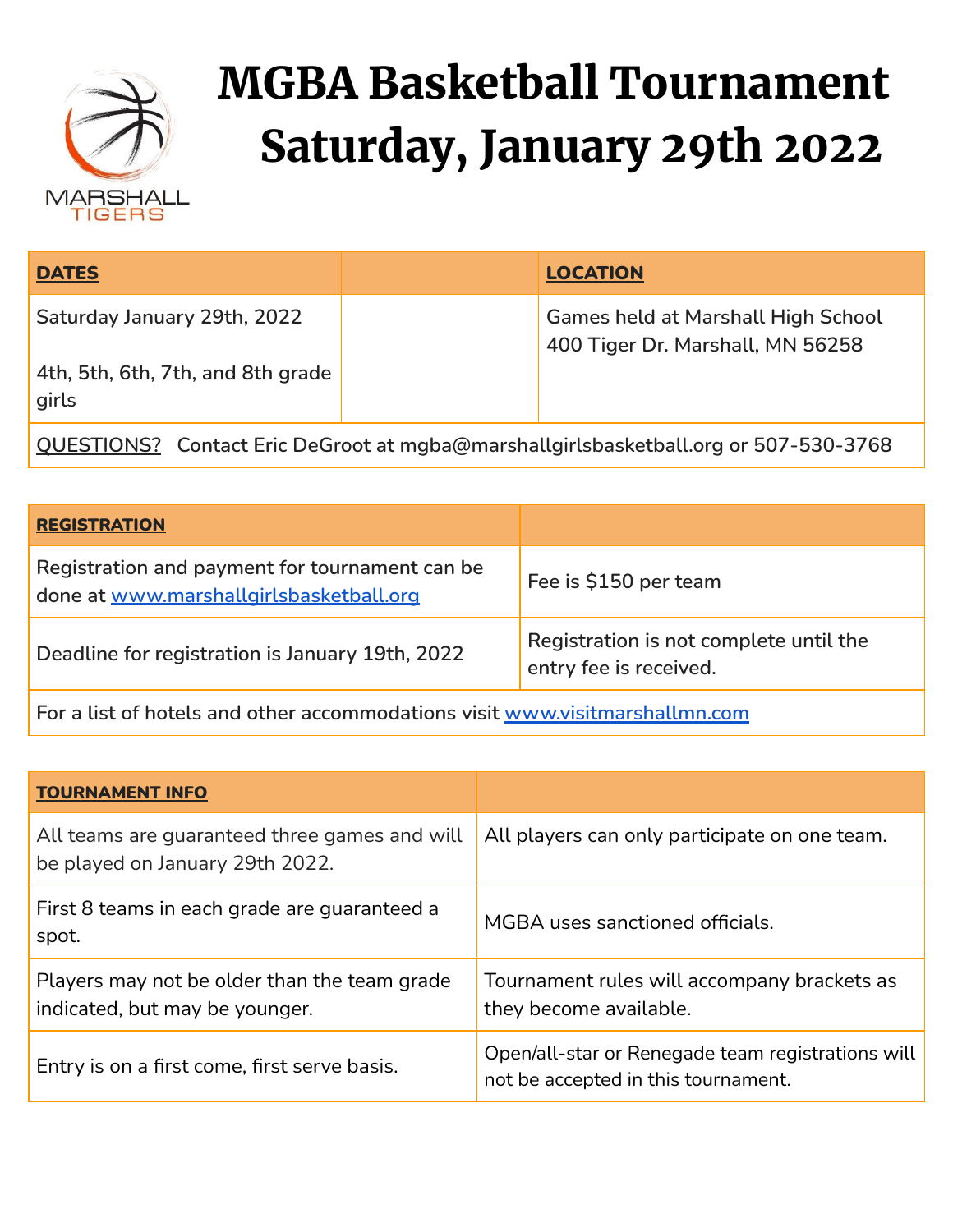MARSHALL
TIGERS

# MGBA Basketball Tournament Saturday, January 29th 2022

| **DATES** | | **LOCATION** |
|---|---|---|
| Saturday January 29th, 2022<br><br>4th, 5th, 6th, 7th, and 8th grade girls | | Games held at Marshall High School 400 Tiger Dr. Marshall, MN 56258 |
| QUESTIONS? Contact Eric DeGroot at mgba@marshallgirlsbasketball.org or 507-530-3768 | | |

| **REGISTRATION** | |
|---|---|
| Registration and payment for tournament can be done at [www.marshallgirlsbasketball.org](http://www.marshallgirlsbasketball.org) | Fee is $150 per team |
| Deadline for registration is January 19th, 2022 | Registration is not complete until the entry fee is received. |
| For a list of hotels and other accommodations visit [www.visitmarshallmn.com](http://www.visitmarshallmn.com) | |

| **TOURNAMENT INFO** | |
|---|---|
| All teams are guaranteed three games and will be played on January 29th 2022. | All players can only participate on one team. |
| First 8 teams in each grade are guaranteed a spot. | MGBA uses sanctioned officials. |
| Players may not be older than the team grade indicated, but may be younger. | Tournament rules will accompany brackets as they become available. |
| Entry is on a first come, first serve basis. | Open/all-star or Renegade team registrations will not be accepted in this tournament. |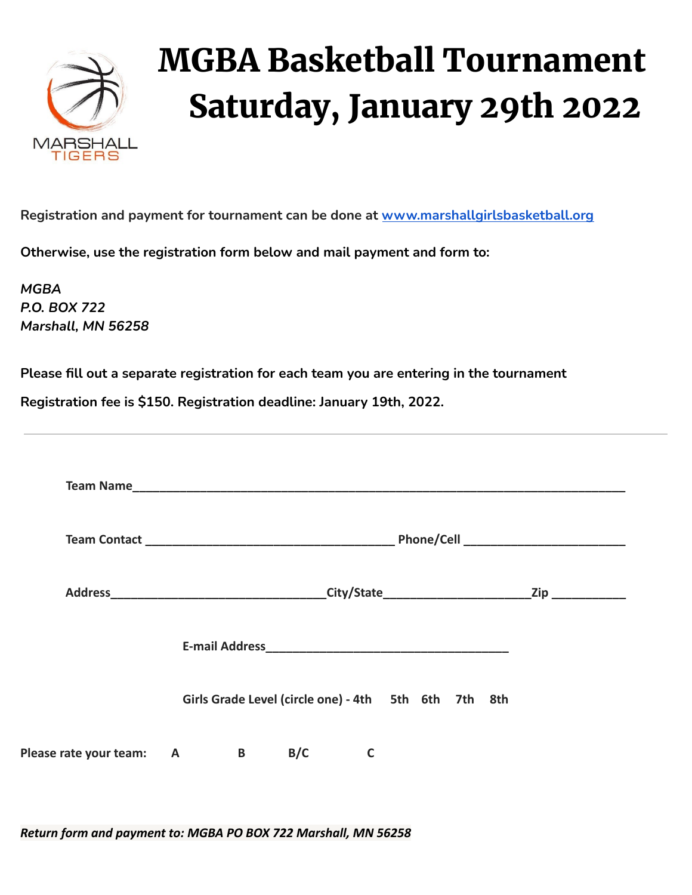# MGBA Basketball Tournament Saturday, January 29th 2022

MARSHALL TIGERS

**Registration and payment for tournament can be done at [www.marshallgirlsbasketball.org](http://www.marshallgirlsbasketball.org)**

**Otherwise, use the registration form below and mail payment and form to:**

***MGBA***
***P.O. BOX 722***
***Marshall, MN 56258***

**Please fill out a separate registration for each team you are entering in the tournament**

**Registration fee is $150. Registration deadline: January 19th, 2022.**

---

**Team Name**_______________________________________________

**Team Contact** ______________________ **Phone/Cell** _______________

**Address**___________________**City/State**_____________**Zip** _______

**E-mail Address**______________________

**Girls Grade Level (circle one) - 4th 5th 6th 7th 8th**

**Please rate your team: A B B/C C**

***Return form and payment to: MGBA PO BOX 722 Marshall, MN 56258***